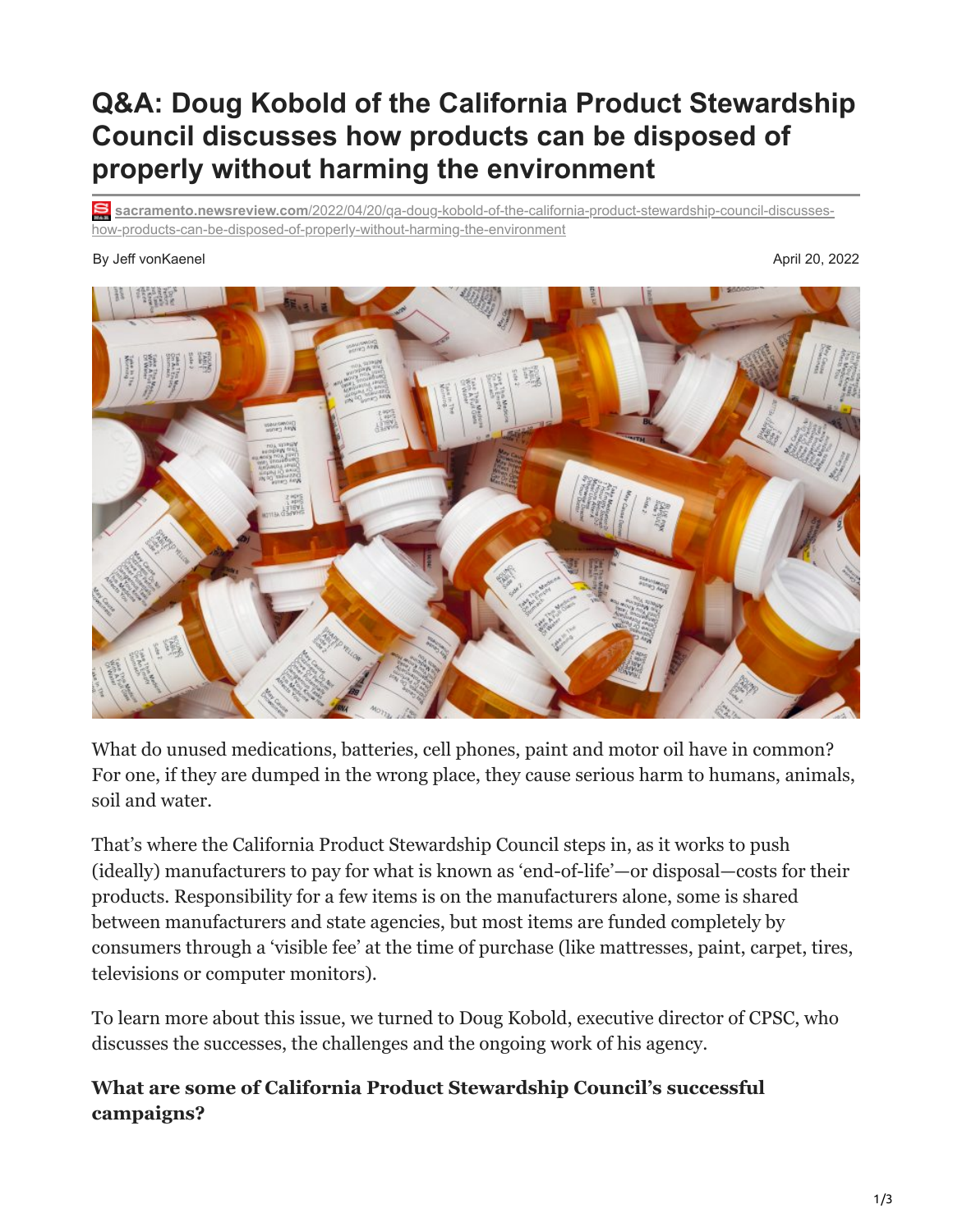# Q&A: Doug Kobold of the California Product Stewardship Council discusses how products can be disposed of properly without harming the environment

sacramento.newsreview.com/2022/04/20/qa-doug-kobold-of-the-california-product-stewardship-council-discusses-how-products-can-be-disposed-of-properly-without-harming-the-environment

By Jeff vonKaenel

April 20, 2022

What do unused medications, batteries, cell phones, paint and motor oil have in common? For one, if they are dumped in the wrong place, they cause serious harm to humans, animals, soil and water.

That's where the California Product Stewardship Council steps in, as it works to push (ideally) manufacturers to pay for what is known as 'end-of-life'—or disposal—costs for their products. Responsibility for a few items is on the manufacturers alone, some is shared between manufacturers and state agencies, but most items are funded completely by consumers through a 'visible fee' at the time of purchase (like mattresses, paint, carpet, tires, televisions or computer monitors).

To learn more about this issue, we turned to Doug Kobold, executive director of CPSC, who discusses the successes, the challenges and the ongoing work of his agency.

**What are some of California Product Stewardship Council's successful campaigns?**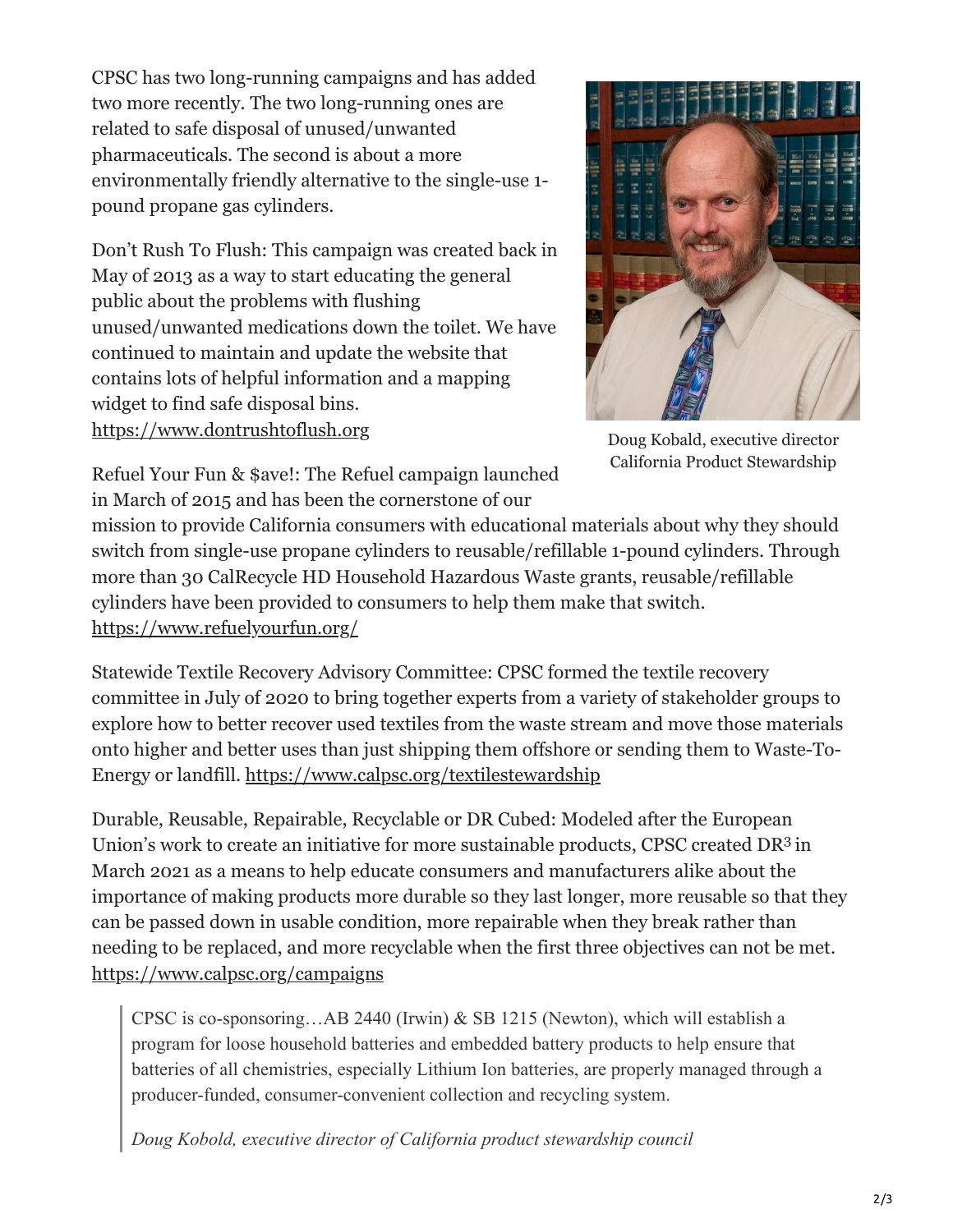CPSC has two long-running campaigns and has added two more recently. The two long-running ones are related to safe disposal of unused/unwanted pharmaceuticals. The second is about a more environmentally friendly alternative to the single-use 1-pound propane gas cylinders.

Don't Rush To Flush: This campaign was created back in May of 2013 as a way to start educating the general public about the problems with flushing unused/unwanted medications down the toilet. We have continued to maintain and update the website that contains lots of helpful information and a mapping widget to find safe disposal bins. https://www.dontrushtoflush.org

Doug Kobald, executive director California Product Stewardship

Refuel Your Fun & $ave!: The Refuel campaign launched in March of 2015 and has been the cornerstone of our mission to provide California consumers with educational materials about why they should switch from single-use propane cylinders to reusable/refillable 1-pound cylinders. Through more than 30 CalRecycle HD Household Hazardous Waste grants, reusable/refillable cylinders have been provided to consumers to help them make that switch. https://www.refuelyourfun.org/

Statewide Textile Recovery Advisory Committee: CPSC formed the textile recovery committee in July of 2020 to bring together experts from a variety of stakeholder groups to explore how to better recover used textiles from the waste stream and move those materials onto higher and better uses than just shipping them offshore or sending them to Waste-To-Energy or landfill. https://www.calpsc.org/textilestewardship

Durable, Reusable, Repairable, Recyclable or DR Cubed: Modeled after the European Union's work to create an initiative for more sustainable products, CPSC created $DR^3$ in March 2021 as a means to help educate consumers and manufacturers alike about the importance of making products more durable so they last longer, more reusable so that they can be passed down in usable condition, more repairable when they break rather than needing to be replaced, and more recyclable when the first three objectives can not be met. https://www.calpsc.org/campaigns

> CPSC is co-sponsoring…AB 2440 (Irwin) & SB 1215 (Newton), which will establish a program for loose household batteries and embedded battery products to help ensure that batteries of all chemistries, especially Lithium Ion batteries, are properly managed through a producer-funded, consumer-convenient collection and recycling system.
>
> *Doug Kobold, executive director of California product stewardship council*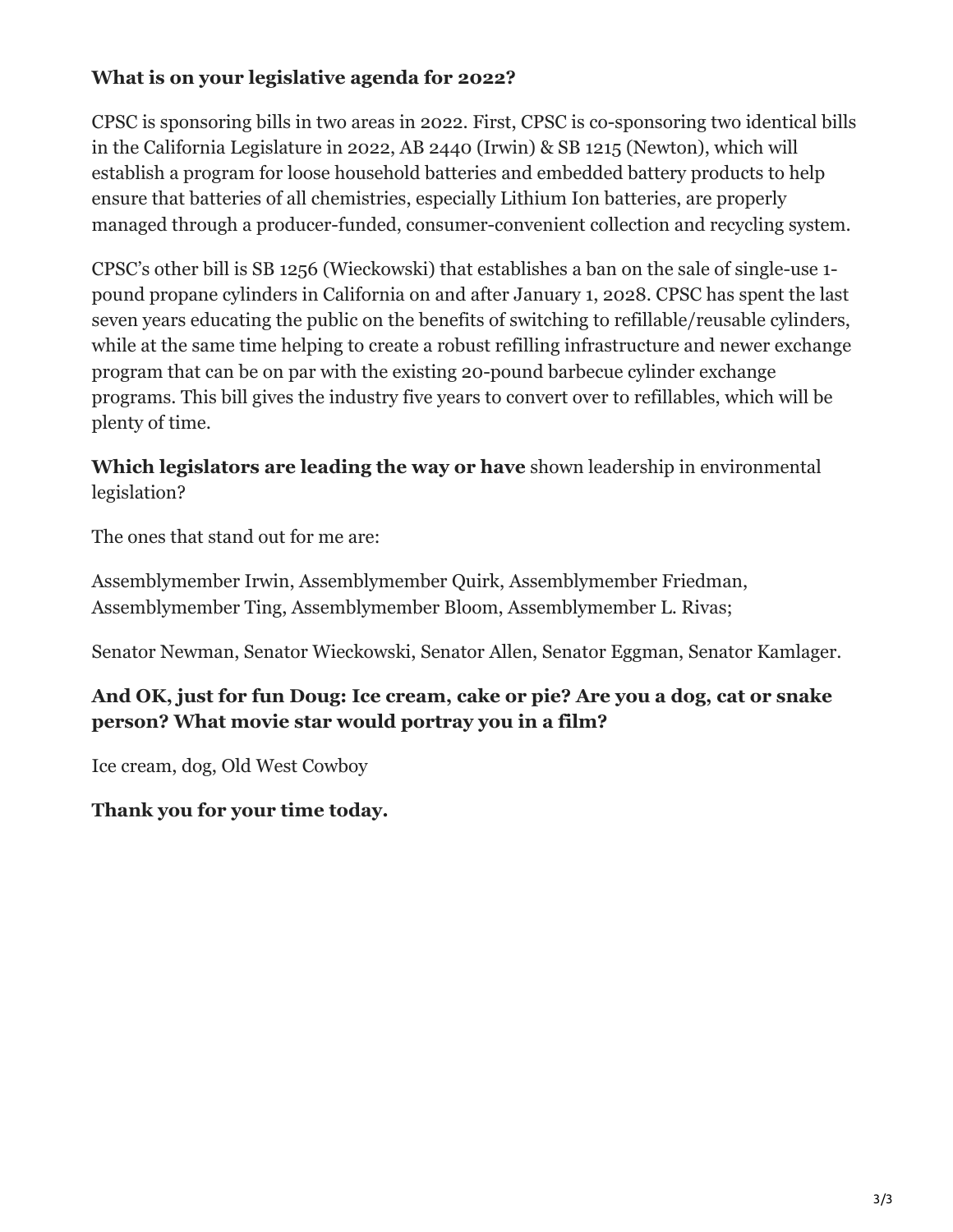**What is on your legislative agenda for 2022?**

CPSC is sponsoring bills in two areas in 2022. First, CPSC is co-sponsoring two identical bills in the California Legislature in 2022, AB 2440 (Irwin) & SB 1215 (Newton), which will establish a program for loose household batteries and embedded battery products to help ensure that batteries of all chemistries, especially Lithium Ion batteries, are properly managed through a producer-funded, consumer-convenient collection and recycling system.

CPSC's other bill is SB 1256 (Wieckowski) that establishes a ban on the sale of single-use 1-pound propane cylinders in California on and after January 1, 2028. CPSC has spent the last seven years educating the public on the benefits of switching to refillable/reusable cylinders, while at the same time helping to create a robust refilling infrastructure and newer exchange program that can be on par with the existing 20-pound barbecue cylinder exchange programs. This bill gives the industry five years to convert over to refillables, which will be plenty of time.

**Which legislators are leading the way or have** shown leadership in environmental legislation?

The ones that stand out for me are:

Assemblymember Irwin, Assemblymember Quirk, Assemblymember Friedman, Assemblymember Ting, Assemblymember Bloom, Assemblymember L. Rivas;

Senator Newman, Senator Wieckowski, Senator Allen, Senator Eggman, Senator Kamlager.

**And OK, just for fun Doug: Ice cream, cake or pie? Are you a dog, cat or snake person? What movie star would portray you in a film?**

Ice cream, dog, Old West Cowboy

**Thank you for your time today.**